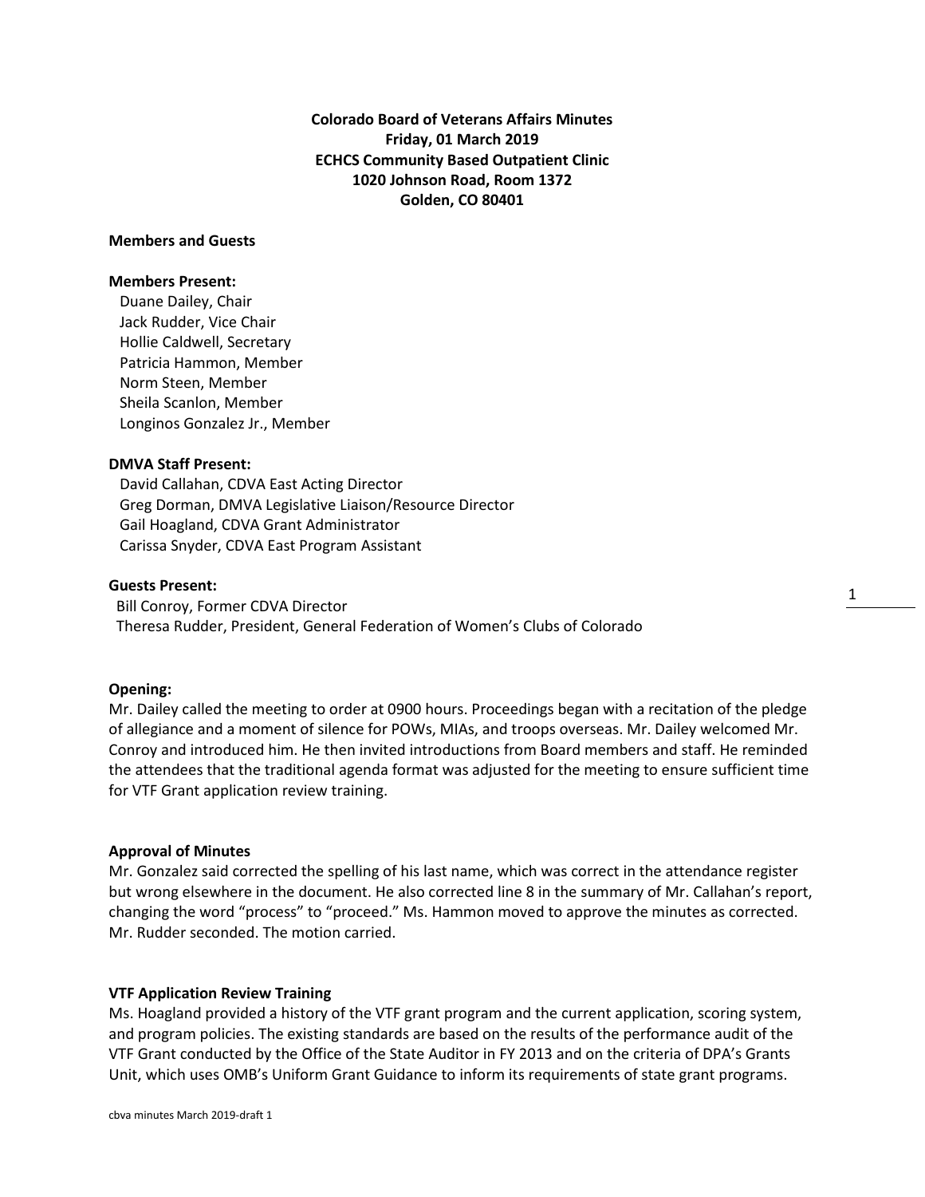**Colorado Board of Veterans Affairs Minutes**
**Friday, 01 March 2019**
**ECHCS Community Based Outpatient Clinic**
**1020 Johnson Road, Room 1372**
**Golden, CO 80401**

**Members and Guests**

**Members Present:**
Duane Dailey, Chair
Jack Rudder, Vice Chair
Hollie Caldwell, Secretary
Patricia Hammon, Member
Norm Steen, Member
Sheila Scanlon, Member
Longinos Gonzalez Jr., Member

**DMVA Staff Present:**
David Callahan, CDVA East Acting Director
Greg Dorman, DMVA Legislative Liaison/Resource Director
Gail Hoagland, CDVA Grant Administrator
Carissa Snyder, CDVA East Program Assistant

**Guests Present:**
Bill Conroy, Former CDVA Director
Theresa Rudder, President, General Federation of Women's Clubs of Colorado

**Opening:**
Mr. Dailey called the meeting to order at 0900 hours. Proceedings began with a recitation of the pledge of allegiance and a moment of silence for POWs, MIAs, and troops overseas. Mr. Dailey welcomed Mr. Conroy and introduced him. He then invited introductions from Board members and staff. He reminded the attendees that the traditional agenda format was adjusted for the meeting to ensure sufficient time for VTF Grant application review training.

**Approval of Minutes**
Mr. Gonzalez said corrected the spelling of his last name, which was correct in the attendance register but wrong elsewhere in the document. He also corrected line 8 in the summary of Mr. Callahan's report, changing the word "process" to "proceed." Ms. Hammon moved to approve the minutes as corrected. Mr. Rudder seconded. The motion carried.

**VTF Application Review Training**
Ms. Hoagland provided a history of the VTF grant program and the current application, scoring system, and program policies. The existing standards are based on the results of the performance audit of the VTF Grant conducted by the Office of the State Auditor in FY 2013 and on the criteria of DPA's Grants Unit, which uses OMB's Uniform Grant Guidance to inform its requirements of state grant programs.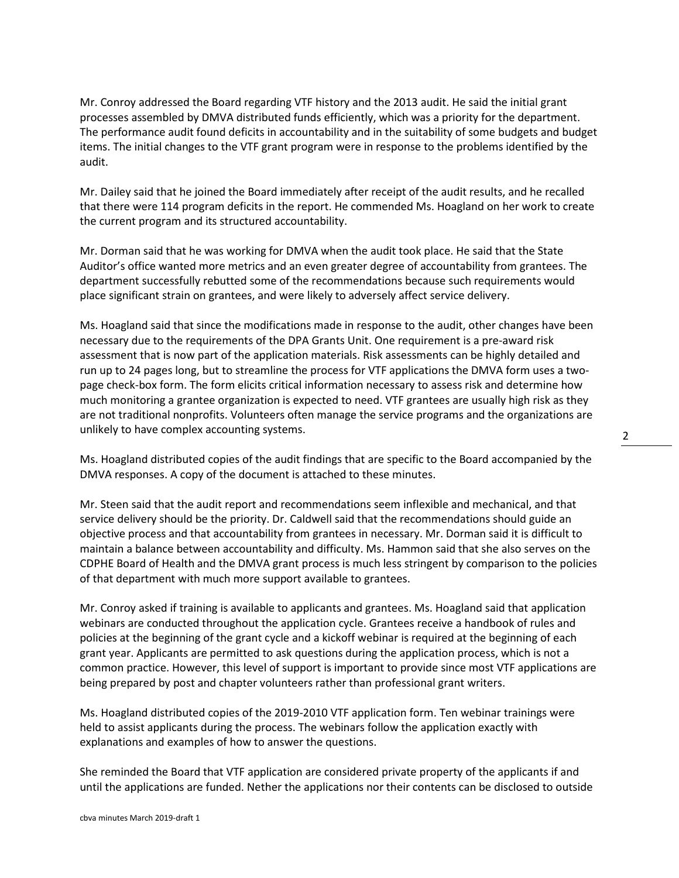Mr. Conroy addressed the Board regarding VTF history and the 2013 audit. He said the initial grant processes assembled by DMVA distributed funds efficiently, which was a priority for the department. The performance audit found deficits in accountability and in the suitability of some budgets and budget items. The initial changes to the VTF grant program were in response to the problems identified by the audit.

Mr. Dailey said that he joined the Board immediately after receipt of the audit results, and he recalled that there were 114 program deficits in the report. He commended Ms. Hoagland on her work to create the current program and its structured accountability.

Mr. Dorman said that he was working for DMVA when the audit took place. He said that the State Auditor's office wanted more metrics and an even greater degree of accountability from grantees. The department successfully rebutted some of the recommendations because such requirements would place significant strain on grantees, and were likely to adversely affect service delivery.

Ms. Hoagland said that since the modifications made in response to the audit, other changes have been necessary due to the requirements of the DPA Grants Unit. One requirement is a pre-award risk assessment that is now part of the application materials. Risk assessments can be highly detailed and run up to 24 pages long, but to streamline the process for VTF applications the DMVA form uses a two-page check-box form. The form elicits critical information necessary to assess risk and determine how much monitoring a grantee organization is expected to need. VTF grantees are usually high risk as they are not traditional nonprofits. Volunteers often manage the service programs and the organizations are unlikely to have complex accounting systems.

Ms. Hoagland distributed copies of the audit findings that are specific to the Board accompanied by the DMVA responses. A copy of the document is attached to these minutes.

Mr. Steen said that the audit report and recommendations seem inflexible and mechanical, and that service delivery should be the priority. Dr. Caldwell said that the recommendations should guide an objective process and that accountability from grantees in necessary. Mr. Dorman said it is difficult to maintain a balance between accountability and difficulty. Ms. Hammon said that she also serves on the CDPHE Board of Health and the DMVA grant process is much less stringent by comparison to the policies of that department with much more support available to grantees.

Mr. Conroy asked if training is available to applicants and grantees. Ms. Hoagland said that application webinars are conducted throughout the application cycle. Grantees receive a handbook of rules and policies at the beginning of the grant cycle and a kickoff webinar is required at the beginning of each grant year. Applicants are permitted to ask questions during the application process, which is not a common practice. However, this level of support is important to provide since most VTF applications are being prepared by post and chapter volunteers rather than professional grant writers.

Ms. Hoagland distributed copies of the 2019-2010 VTF application form. Ten webinar trainings were held to assist applicants during the process. The webinars follow the application exactly with explanations and examples of how to answer the questions.

She reminded the Board that VTF application are considered private property of the applicants if and until the applications are funded. Nether the applications nor their contents can be disclosed to outside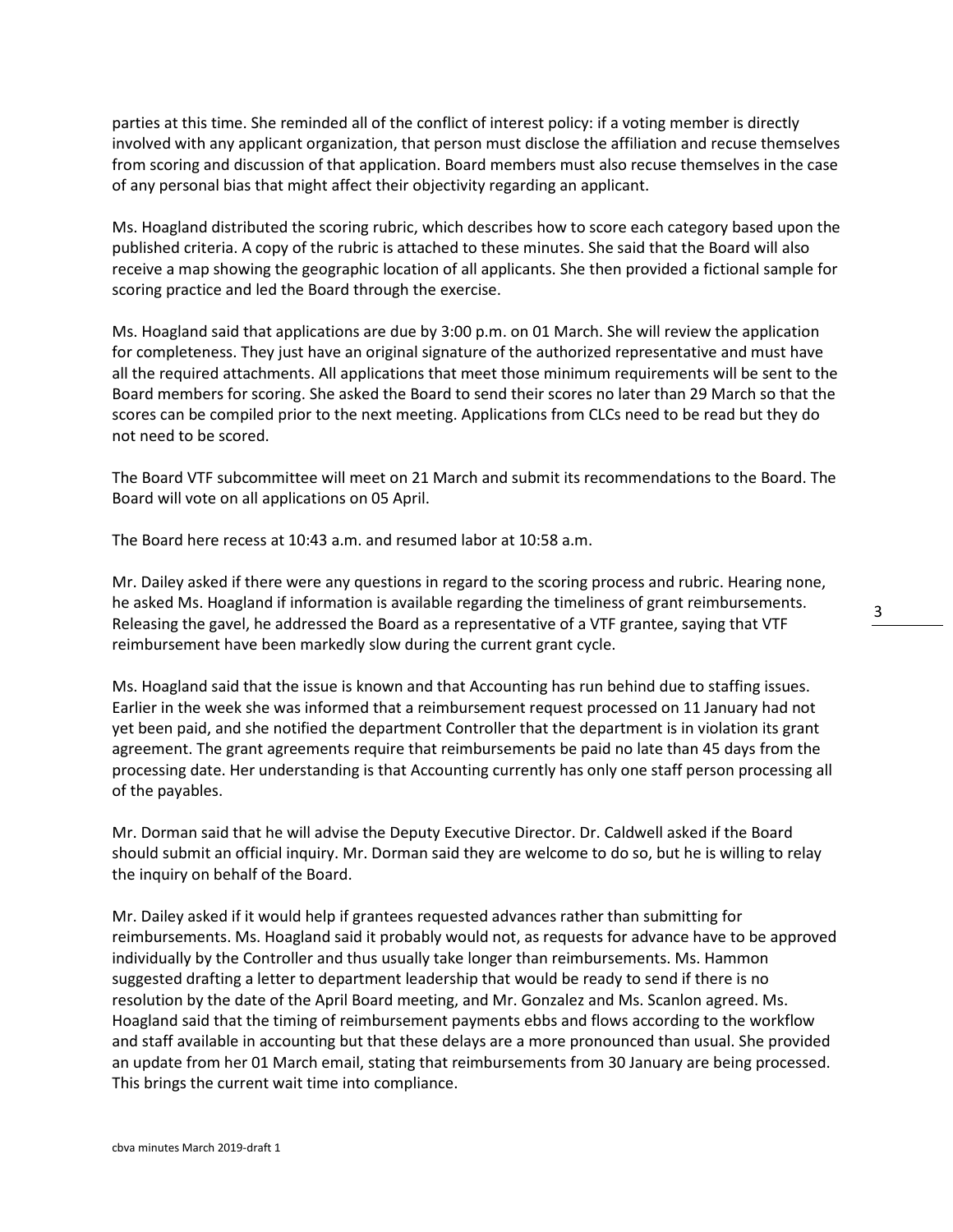parties at this time. She reminded all of the conflict of interest policy: if a voting member is directly involved with any applicant organization, that person must disclose the affiliation and recuse themselves from scoring and discussion of that application. Board members must also recuse themselves in the case of any personal bias that might affect their objectivity regarding an applicant.

Ms. Hoagland distributed the scoring rubric, which describes how to score each category based upon the published criteria. A copy of the rubric is attached to these minutes. She said that the Board will also receive a map showing the geographic location of all applicants. She then provided a fictional sample for scoring practice and led the Board through the exercise.

Ms. Hoagland said that applications are due by 3:00 p.m. on 01 March. She will review the application for completeness. They just have an original signature of the authorized representative and must have all the required attachments. All applications that meet those minimum requirements will be sent to the Board members for scoring. She asked the Board to send their scores no later than 29 March so that the scores can be compiled prior to the next meeting. Applications from CLCs need to be read but they do not need to be scored.

The Board VTF subcommittee will meet on 21 March and submit its recommendations to the Board. The Board will vote on all applications on 05 April.

The Board here recess at 10:43 a.m. and resumed labor at 10:58 a.m.

Mr. Dailey asked if there were any questions in regard to the scoring process and rubric. Hearing none, he asked Ms. Hoagland if information is available regarding the timeliness of grant reimbursements. Releasing the gavel, he addressed the Board as a representative of a VTF grantee, saying that VTF reimbursement have been markedly slow during the current grant cycle.

Ms. Hoagland said that the issue is known and that Accounting has run behind due to staffing issues. Earlier in the week she was informed that a reimbursement request processed on 11 January had not yet been paid, and she notified the department Controller that the department is in violation its grant agreement. The grant agreements require that reimbursements be paid no late than 45 days from the processing date. Her understanding is that Accounting currently has only one staff person processing all of the payables.

Mr. Dorman said that he will advise the Deputy Executive Director. Dr. Caldwell asked if the Board should submit an official inquiry. Mr. Dorman said they are welcome to do so, but he is willing to relay the inquiry on behalf of the Board.

Mr. Dailey asked if it would help if grantees requested advances rather than submitting for reimbursements. Ms. Hoagland said it probably would not, as requests for advance have to be approved individually by the Controller and thus usually take longer than reimbursements. Ms. Hammon suggested drafting a letter to department leadership that would be ready to send if there is no resolution by the date of the April Board meeting, and Mr. Gonzalez and Ms. Scanlon agreed. Ms. Hoagland said that the timing of reimbursement payments ebbs and flows according to the workflow and staff available in accounting but that these delays are a more pronounced than usual. She provided an update from her 01 March email, stating that reimbursements from 30 January are being processed. This brings the current wait time into compliance.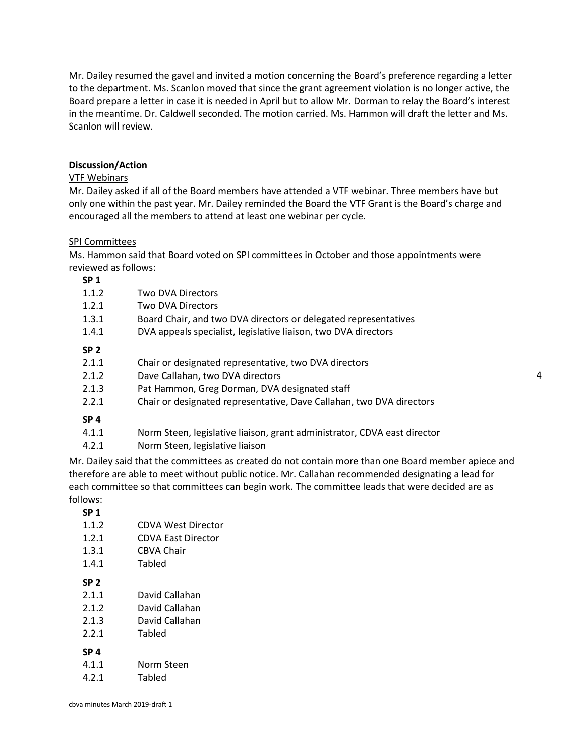Mr. Dailey resumed the gavel and invited a motion concerning the Board's preference regarding a letter to the department. Ms. Scanlon moved that since the grant agreement violation is no longer active, the Board prepare a letter in case it is needed in April but to allow Mr. Dorman to relay the Board's interest in the meantime. Dr. Caldwell seconded. The motion carried. Ms. Hammon will draft the letter and Ms. Scanlon will review.

**Discussion/Action**

VTF Webinars

Mr. Dailey asked if all of the Board members have attended a VTF webinar. Three members have but only one within the past year. Mr. Dailey reminded the Board the VTF Grant is the Board's charge and encouraged all the members to attend at least one webinar per cycle.

SPI Committees

Ms. Hammon said that Board voted on SPI committees in October and those appointments were reviewed as follows:

**SP 1**

| | |
|---|---|
| 1.1.2 | Two DVA Directors |
| 1.2.1 | Two DVA Directors |
| 1.3.1 | Board Chair, and two DVA directors or delegated representatives |
| 1.4.1 | DVA appeals specialist, legislative liaison, two DVA directors |

**SP 2**

| | |
|---|---|
| 2.1.1 | Chair or designated representative, two DVA directors |
| 2.1.2 | Dave Callahan, two DVA directors |
| 2.1.3 | Pat Hammon, Greg Dorman, DVA designated staff |
| 2.2.1 | Chair or designated representative, Dave Callahan, two DVA directors |

**SP 4**

| | |
|---|---|
| 4.1.1 | Norm Steen, legislative liaison, grant administrator, CDVA east director |
| 4.2.1 | Norm Steen, legislative liaison |

Mr. Dailey said that the committees as created do not contain more than one Board member apiece and therefore are able to meet without public notice. Mr. Callahan recommended designating a lead for each committee so that committees can begin work. The committee leads that were decided are as follows:

**SP 1**

| | |
|---|---|
| 1.1.2 | CDVA West Director |
| 1.2.1 | CDVA East Director |
| 1.3.1 | CBVA Chair |
| 1.4.1 | Tabled |

**SP 2**

| | |
|---|---|
| 2.1.1 | David Callahan |
| 2.1.2 | David Callahan |
| 2.1.3 | David Callahan |
| 2.2.1 | Tabled |

**SP 4**

| | |
|---|---|
| 4.1.1 | Norm Steen |
| 4.2.1 | Tabled |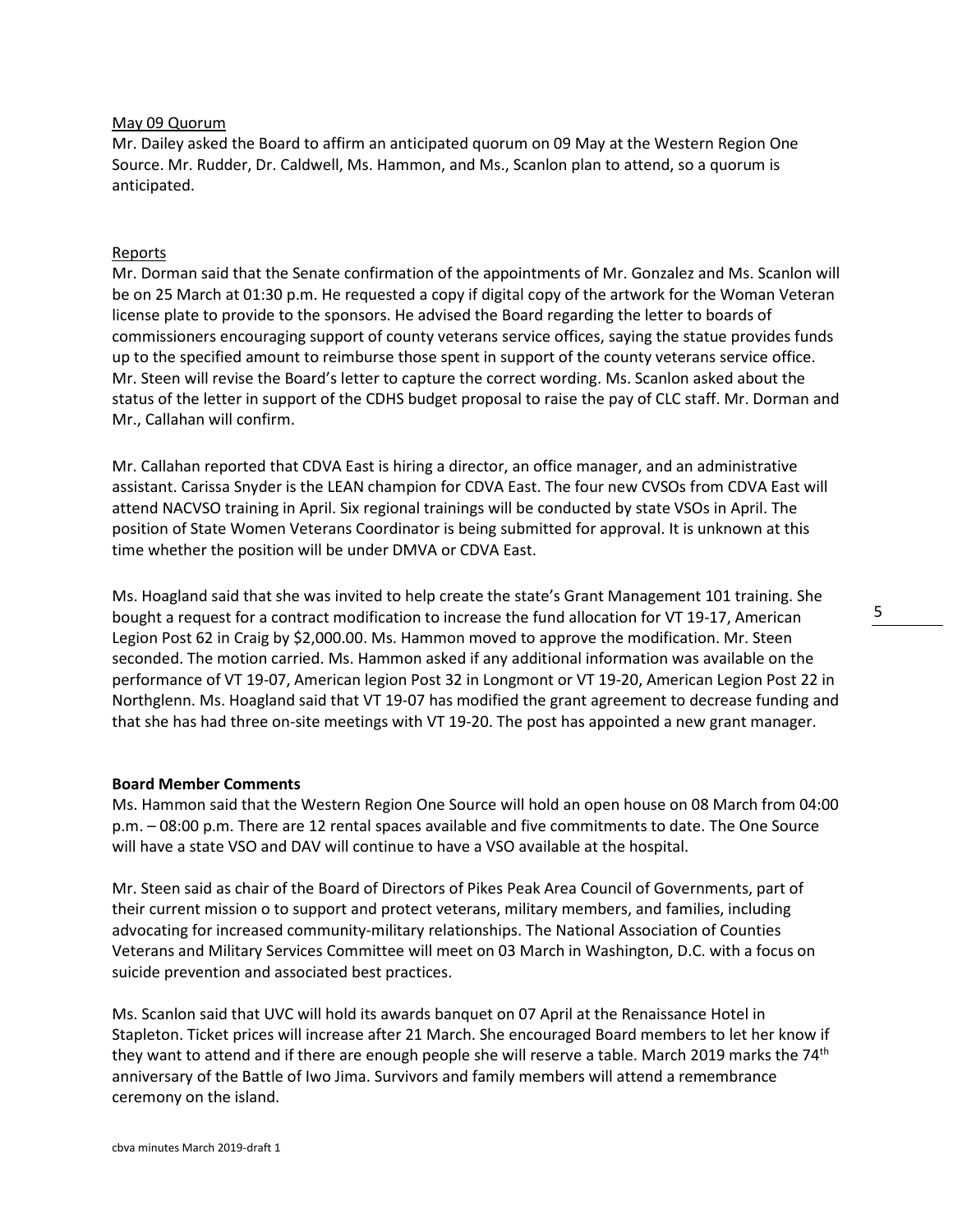May 09 Quorum

Mr. Dailey asked the Board to affirm an anticipated quorum on 09 May at the Western Region One Source. Mr. Rudder, Dr. Caldwell, Ms. Hammon, and Ms., Scanlon plan to attend, so a quorum is anticipated.

Reports

Mr. Dorman said that the Senate confirmation of the appointments of Mr. Gonzalez and Ms. Scanlon will be on 25 March at 01:30 p.m. He requested a copy if digital copy of the artwork for the Woman Veteran license plate to provide to the sponsors. He advised the Board regarding the letter to boards of commissioners encouraging support of county veterans service offices, saying the statue provides funds up to the specified amount to reimburse those spent in support of the county veterans service office. Mr. Steen will revise the Board's letter to capture the correct wording. Ms. Scanlon asked about the status of the letter in support of the CDHS budget proposal to raise the pay of CLC staff. Mr. Dorman and Mr., Callahan will confirm.

Mr. Callahan reported that CDVA East is hiring a director, an office manager, and an administrative assistant. Carissa Snyder is the LEAN champion for CDVA East. The four new CVSOs from CDVA East will attend NACVSO training in April. Six regional trainings will be conducted by state VSOs in April. The position of State Women Veterans Coordinator is being submitted for approval. It is unknown at this time whether the position will be under DMVA or CDVA East.

Ms. Hoagland said that she was invited to help create the state's Grant Management 101 training. She bought a request for a contract modification to increase the fund allocation for VT 19-17, American Legion Post 62 in Craig by $2,000.00. Ms. Hammon moved to approve the modification. Mr. Steen seconded. The motion carried. Ms. Hammon asked if any additional information was available on the performance of VT 19-07, American legion Post 32 in Longmont or VT 19-20, American Legion Post 22 in Northglenn. Ms. Hoagland said that VT 19-07 has modified the grant agreement to decrease funding and that she has had three on-site meetings with VT 19-20. The post has appointed a new grant manager.

**Board Member Comments**

Ms. Hammon said that the Western Region One Source will hold an open house on 08 March from 04:00 p.m. – 08:00 p.m. There are 12 rental spaces available and five commitments to date. The One Source will have a state VSO and DAV will continue to have a VSO available at the hospital.

Mr. Steen said as chair of the Board of Directors of Pikes Peak Area Council of Governments, part of their current mission o to support and protect veterans, military members, and families, including advocating for increased community-military relationships. The National Association of Counties Veterans and Military Services Committee will meet on 03 March in Washington, D.C. with a focus on suicide prevention and associated best practices.

Ms. Scanlon said that UVC will hold its awards banquet on 07 April at the Renaissance Hotel in Stapleton. Ticket prices will increase after 21 March. She encouraged Board members to let her know if they want to attend and if there are enough people she will reserve a table. March 2019 marks the 74th anniversary of the Battle of Iwo Jima. Survivors and family members will attend a remembrance ceremony on the island.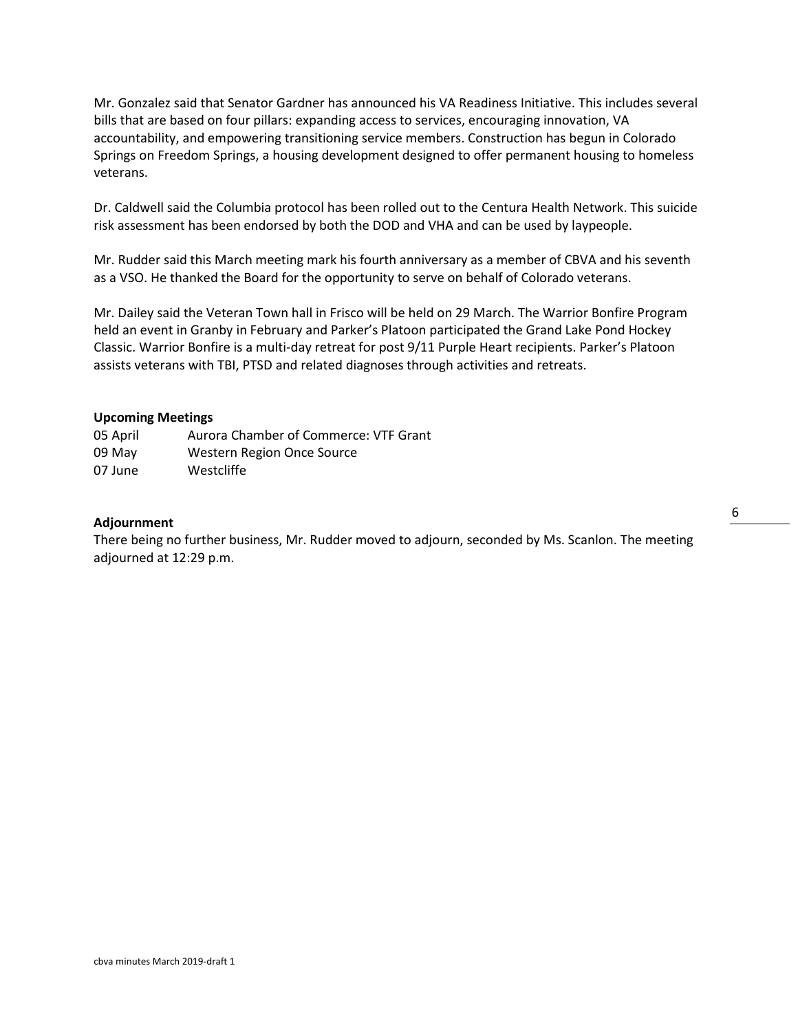Mr. Gonzalez said that Senator Gardner has announced his VA Readiness Initiative. This includes several bills that are based on four pillars: expanding access to services, encouraging innovation, VA accountability, and empowering transitioning service members. Construction has begun in Colorado Springs on Freedom Springs, a housing development designed to offer permanent housing to homeless veterans.

Dr. Caldwell said the Columbia protocol has been rolled out to the Centura Health Network. This suicide risk assessment has been endorsed by both the DOD and VHA and can be used by laypeople.

Mr. Rudder said this March meeting mark his fourth anniversary as a member of CBVA and his seventh as a VSO. He thanked the Board for the opportunity to serve on behalf of Colorado veterans.

Mr. Dailey said the Veteran Town hall in Frisco will be held on 29 March. The Warrior Bonfire Program held an event in Granby in February and Parker's Platoon participated the Grand Lake Pond Hockey Classic. Warrior Bonfire is a multi-day retreat for post 9/11 Purple Heart recipients. Parker's Platoon assists veterans with TBI, PTSD and related diagnoses through activities and retreats.

**Upcoming Meetings**

| | |
|---|---|
| 05 April | Aurora Chamber of Commerce: VTF Grant |
| 09 May | Western Region Once Source |
| 07 June | Westcliffe |

**Adjournment**

There being no further business, Mr. Rudder moved to adjourn, seconded by Ms. Scanlon. The meeting adjourned at 12:29 p.m.